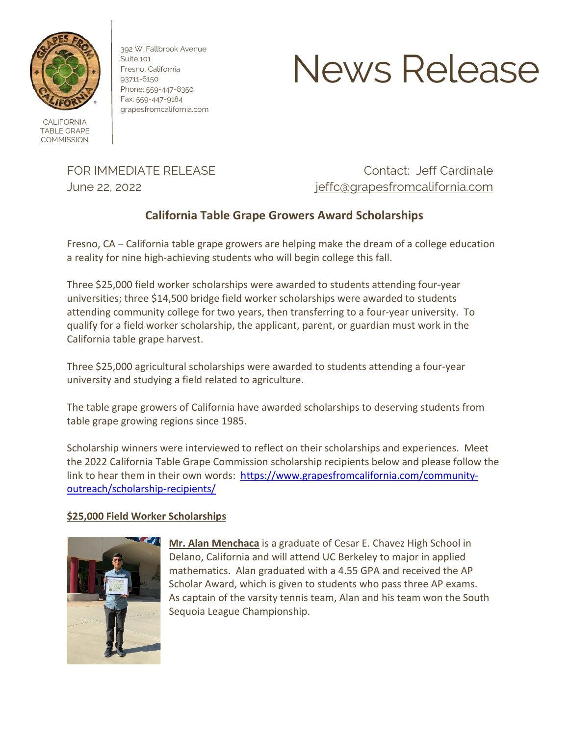CALIFORNIA TABLE GRAPE COMMISSION

392 W. Fallbrook Avenue
Suite 101
Fresno, California
93711-6150
Phone: 559-447-8350
Fax: 559-447-9184
grapesfromcalifornia.com

# News Release

FOR IMMEDIATE RELEASE
June 22, 2022

Contact: Jeff Cardinale
jeffc@grapesfromcalifornia.com

## California Table Grape Growers Award Scholarships

Fresno, CA – California table grape growers are helping make the dream of a college education a reality for nine high-achieving students who will begin college this fall.

Three $25,000 field worker scholarships were awarded to students attending four-year universities; three $14,500 bridge field worker scholarships were awarded to students attending community college for two years, then transferring to a four-year university. To qualify for a field worker scholarship, the applicant, parent, or guardian must work in the California table grape harvest.

Three $25,000 agricultural scholarships were awarded to students attending a four-year university and studying a field related to agriculture.

The table grape growers of California have awarded scholarships to deserving students from table grape growing regions since 1985.

Scholarship winners were interviewed to reflect on their scholarships and experiences. Meet the 2022 California Table Grape Commission scholarship recipients below and please follow the link to hear them in their own words: https://www.grapesfromcalifornia.com/community-outreach/scholarship-recipients/

### $25,000 Field Worker Scholarships

**Mr. Alan Menchaca** is a graduate of Cesar E. Chavez High School in Delano, California and will attend UC Berkeley to major in applied mathematics. Alan graduated with a 4.55 GPA and received the AP Scholar Award, which is given to students who pass three AP exams. As captain of the varsity tennis team, Alan and his team won the South Sequoia League Championship.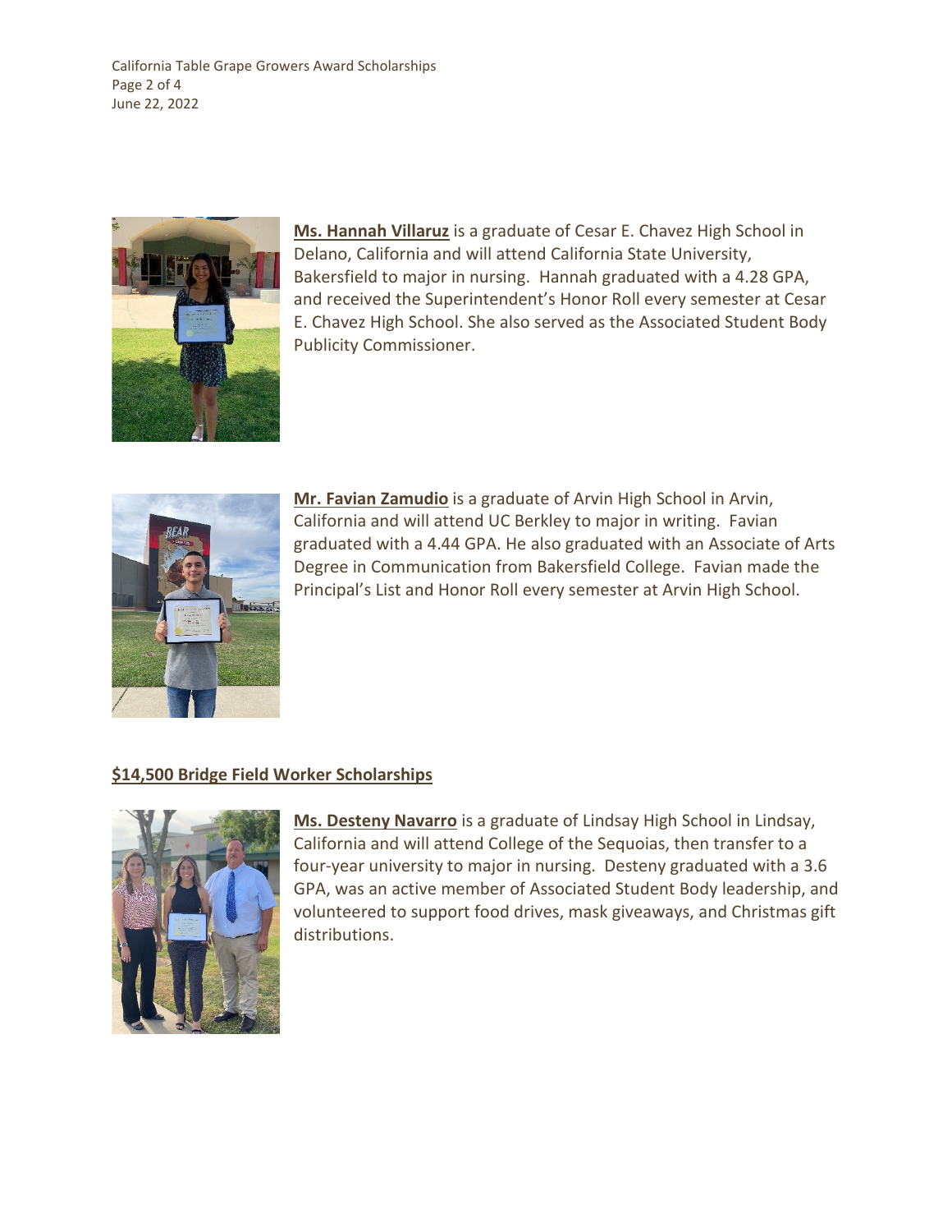**Ms. Hannah Villaruz** is a graduate of Cesar E. Chavez High School in Delano, California and will attend California State University, Bakersfield to major in nursing. Hannah graduated with a 4.28 GPA, and received the Superintendent's Honor Roll every semester at Cesar E. Chavez High School. She also served as the Associated Student Body Publicity Commissioner.

**Mr. Favian Zamudio** is a graduate of Arvin High School in Arvin, California and will attend UC Berkley to major in writing. Favian graduated with a 4.44 GPA. He also graduated with an Associate of Arts Degree in Communication from Bakersfield College. Favian made the Principal's List and Honor Roll every semester at Arvin High School.

## $14,500 Bridge Field Worker Scholarships

**Ms. Desteny Navarro** is a graduate of Lindsay High School in Lindsay, California and will attend College of the Sequoias, then transfer to a four-year university to major in nursing. Desteny graduated with a 3.6 GPA, was an active member of Associated Student Body leadership, and volunteered to support food drives, mask giveaways, and Christmas gift distributions.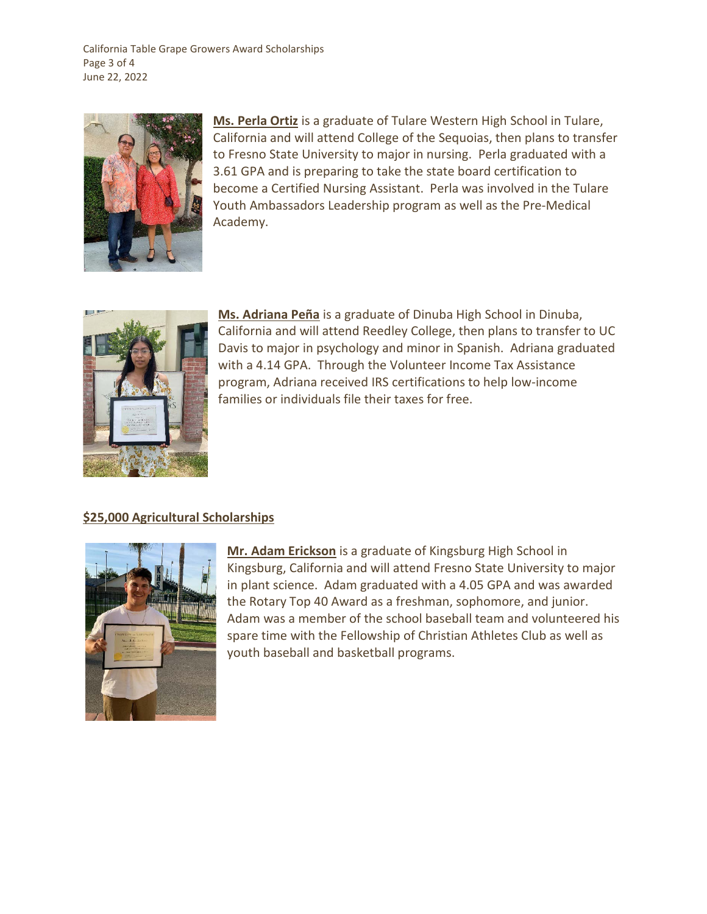**Ms. Perla Ortiz** is a graduate of Tulare Western High School in Tulare, California and will attend College of the Sequoias, then plans to transfer to Fresno State University to major in nursing. Perla graduated with a 3.61 GPA and is preparing to take the state board certification to become a Certified Nursing Assistant. Perla was involved in the Tulare Youth Ambassadors Leadership program as well as the Pre-Medical Academy.

**Ms. Adriana Peña** is a graduate of Dinuba High School in Dinuba, California and will attend Reedley College, then plans to transfer to UC Davis to major in psychology and minor in Spanish. Adriana graduated with a 4.14 GPA. Through the Volunteer Income Tax Assistance program, Adriana received IRS certifications to help low-income families or individuals file their taxes for free.

## $25,000 Agricultural Scholarships

**Mr. Adam Erickson** is a graduate of Kingsburg High School in Kingsburg, California and will attend Fresno State University to major in plant science. Adam graduated with a 4.05 GPA and was awarded the Rotary Top 40 Award as a freshman, sophomore, and junior. Adam was a member of the school baseball team and volunteered his spare time with the Fellowship of Christian Athletes Club as well as youth baseball and basketball programs.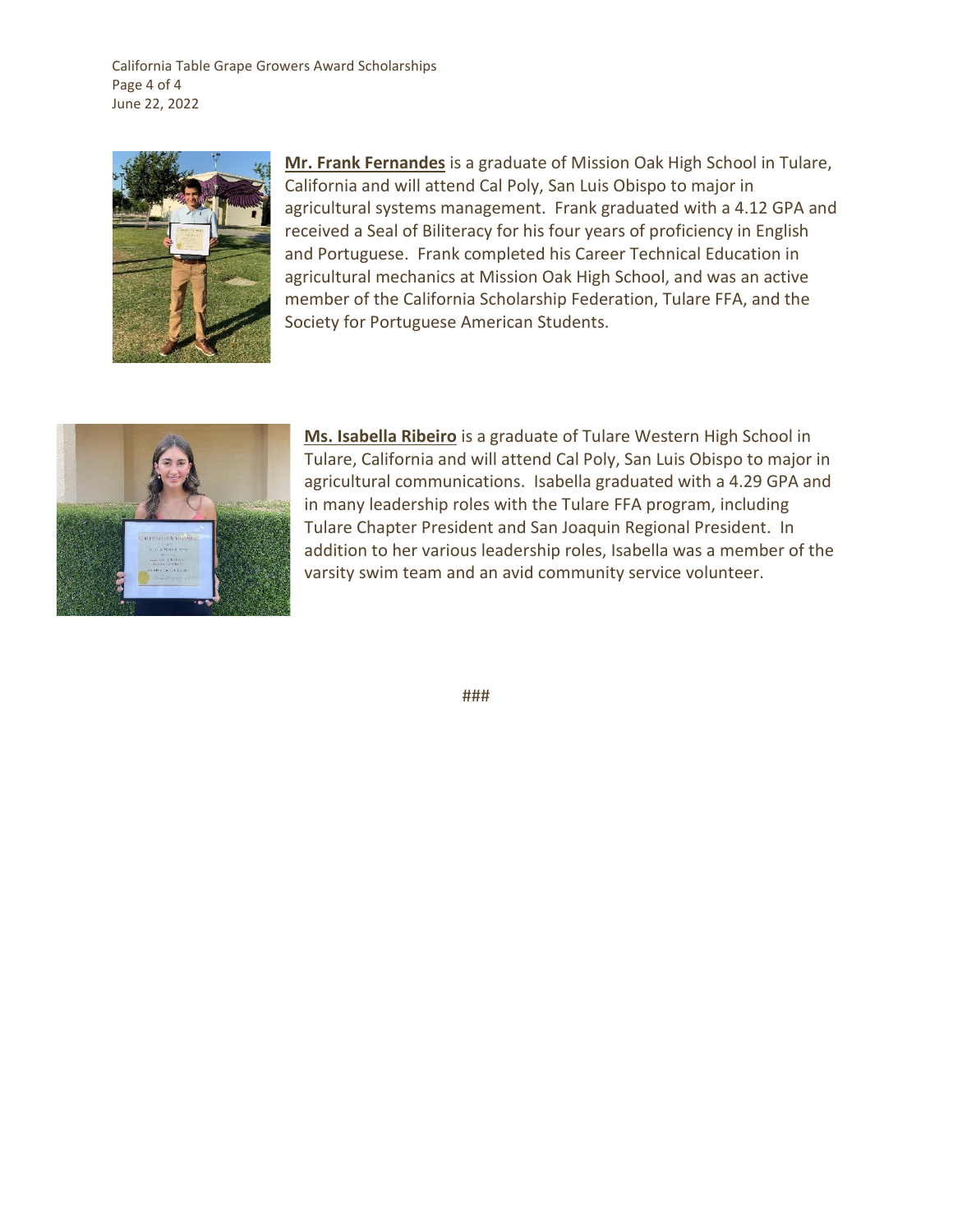**Mr. Frank Fernandes** is a graduate of Mission Oak High School in Tulare, California and will attend Cal Poly, San Luis Obispo to major in agricultural systems management. Frank graduated with a 4.12 GPA and received a Seal of Biliteracy for his four years of proficiency in English and Portuguese. Frank completed his Career Technical Education in agricultural mechanics at Mission Oak High School, and was an active member of the California Scholarship Federation, Tulare FFA, and the Society for Portuguese American Students.

**Ms. Isabella Ribeiro** is a graduate of Tulare Western High School in Tulare, California and will attend Cal Poly, San Luis Obispo to major in agricultural communications. Isabella graduated with a 4.29 GPA and in many leadership roles with the Tulare FFA program, including Tulare Chapter President and San Joaquin Regional President. In addition to her various leadership roles, Isabella was a member of the varsity swim team and an avid community service volunteer.

###